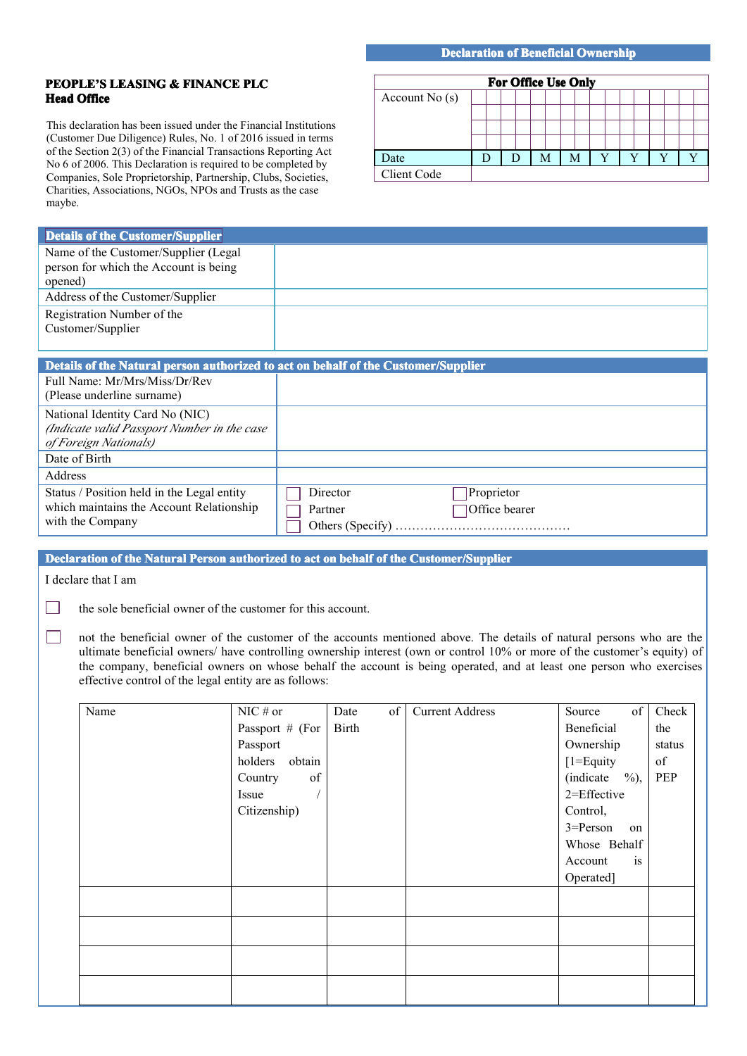## Declaration of Beneficial Ownership

**PEOPLE'S LEASING & FINANCE PLC**
**Head Office**

This declaration has been issued under the Financial Institutions (Customer Due Diligence) Rules, No. 1 of 2016 issued in terms of the Section 2(3) of the Financial Transactions Reporting Act No 6 of 2006. This Declaration is required to be completed by Companies, Sole Proprietorship, Partnership, Clubs, Societies, Charities, Associations, NGOs, NPOs and Trusts as the case maybe.

| For Office Use Only | | | | | | | | |
|---|---|---|---|---|---|---|---|---|
| Account No (s) | | | | | | | | |
| Date | D | D | M | M | Y | Y | Y | Y |
| Client Code | | | | | | | | |

### Details of the Customer/Supplier

| | |
|---|---|
| Name of the Customer/Supplier (Legal person for which the Account is being opened) | |
| Address of the Customer/Supplier | |
| Registration Number of the Customer/Supplier | |

### Details of the Natural person authorized to act on behalf of the Customer/Supplier

| | |
|---|---|
| Full Name: Mr/Mrs/Miss/Dr/Rev (Please underline surname) | |
| National Identity Card No (NIC) *(Indicate valid Passport Number in the case of Foreign Nationals)* | |
| Date of Birth | |
| Address | |
| Status / Position held in the Legal entity which maintains the Account Relationship with the Company | ☐ Director ☐ Proprietor ☐ Partner ☐ Office bearer ☐ Others (Specify) ……………………………………… |

### Declaration of the Natural Person authorized to act on behalf of the Customer/Supplier

I declare that I am

☐ the sole beneficial owner of the customer for this account.

☐ not the beneficial owner of the customer of the accounts mentioned above. The details of natural persons who are the ultimate beneficial owners/ have controlling ownership interest (own or control 10% or more of the customer's equity) of the company, beneficial owners on whose behalf the account is being operated, and at least one person who exercises effective control of the legal entity are as follows:

| Name | NIC # or Passport # (For Passport holders obtain Country of Issue / Citizenship) | Date of Birth | Current Address | Source of Beneficial Ownership [1=Equity (indicate %), 2=Effective Control, 3=Person on Whose Behalf Account is Operated] | Check the status of PEP |
|---|---|---|---|---|---|
| | | | | | |
| | | | | | |
| | | | | | |
| | | | | | |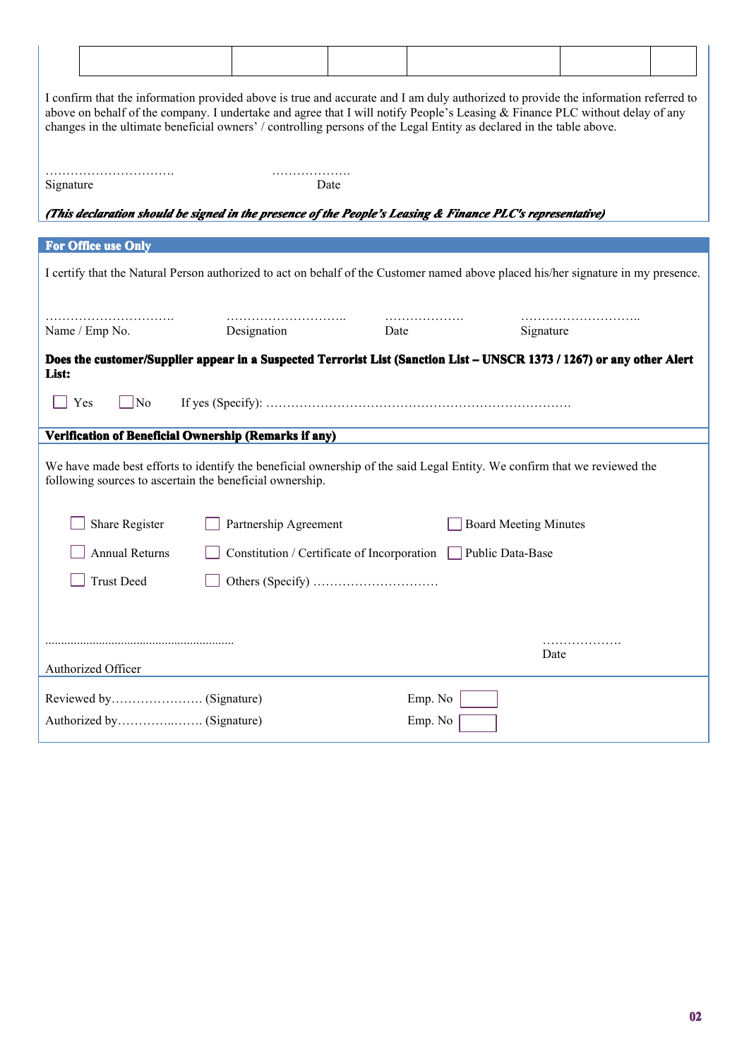| | | | | | |
|---|---|---|---|---|---|
| | | | | | |

I confirm that the information provided above is true and accurate and I am duly authorized to provide the information referred to above on behalf of the company. I undertake and agree that I will notify People's Leasing & Finance PLC without delay of any changes in the ultimate beneficial owners' / controlling persons of the Legal Entity as declared in the table above.

………………………….　　　　　　　……………….
Signature　　　　　　　　　　　　　　Date

***(This declaration should be signed in the presence of the People's Leasing & Finance PLC's representative)***

## For Office use Only

I certify that the Natural Person authorized to act on behalf of the Customer named above placed his/her signature in my presence.

………………………….　　　　………………………..　　　……………….　　　………………………..
Name / Emp No.　　　　　　　Designation　　　　　　　　Date　　　　　　　Signature

**Does the customer/Supplier appear in a Suspected Terrorist List (Sanction List – UNSCR 1373 / 1267) or any other Alert List:**

☐ Yes　☐ No　　If yes (Specify): ………………………………………………………………….

**Verification of Beneficial Ownership (Remarks if any)**

We have made best efforts to identify the beneficial ownership of the said Legal Entity. We confirm that we reviewed the following sources to ascertain the beneficial ownership.

☐ Share Register　　☐ Partnership Agreement　　☐ Board Meeting Minutes

☐ Annual Returns　　☐ Constitution / Certificate of Incorporation　　☐ Public Data-Base

☐ Trust Deed　　☐ Others (Specify) …………………………

...........................................................................　　　　　　　　……………….
Authorized Officer　　　　　　　　　　　　　　　　　　　　　　　Date

Reviewed by…………………. (Signature)　　　　Emp. No ☐

Authorized by…………..……. (Signature)　　　　Emp. No ☐